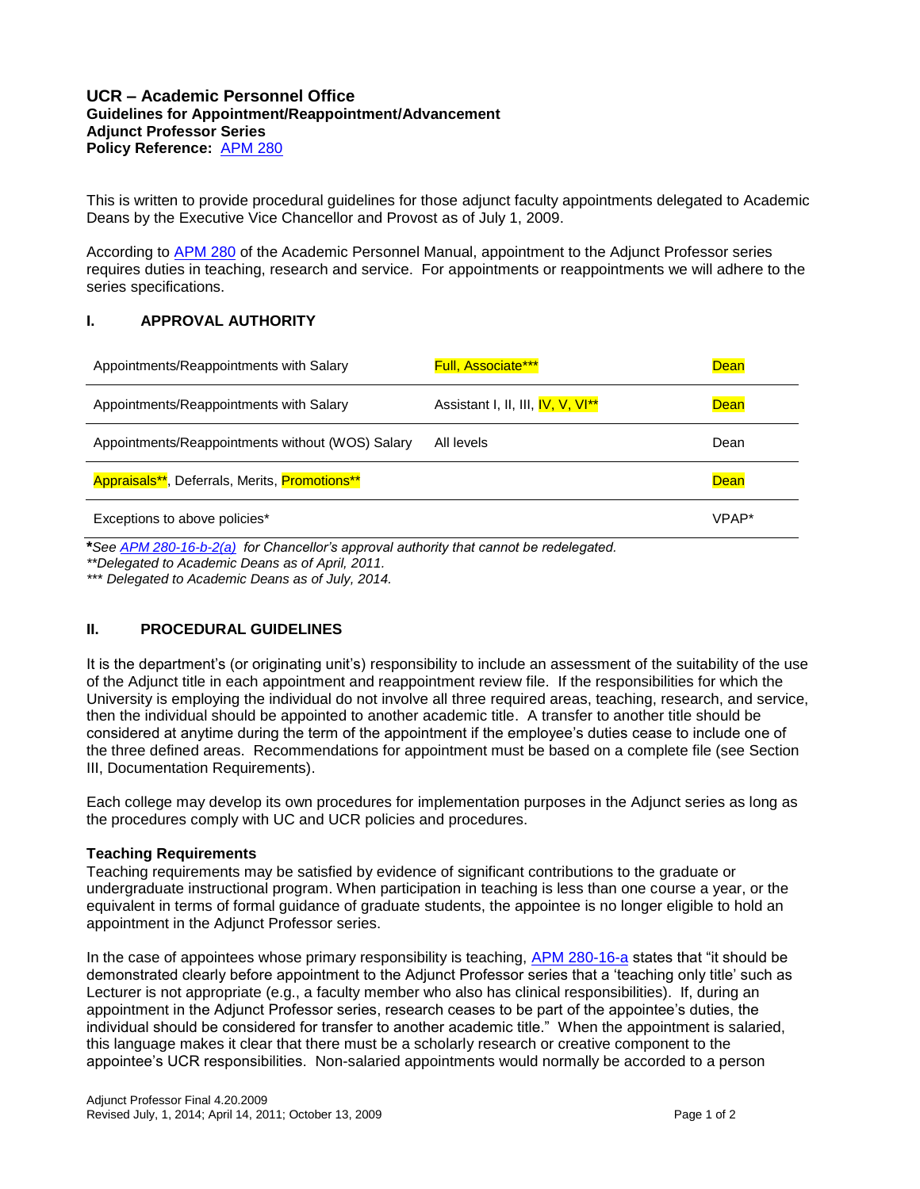**UCR – Academic Personnel Office**
**Guidelines for Appointment/Reappointment/Advancement**
**Adjunct Professor Series**
**Policy Reference:** [APM 280]

This is written to provide procedural guidelines for those adjunct faculty appointments delegated to Academic Deans by the Executive Vice Chancellor and Provost as of July 1, 2009.

According to APM 280 of the Academic Personnel Manual, appointment to the Adjunct Professor series requires duties in teaching, research and service. For appointments or reappointments we will adhere to the series specifications.

## I. APPROVAL AUTHORITY

| | | |
|---|---|---|
| Appointments/Reappointments with Salary | Full, Associate*** | Dean |
| Appointments/Reappointments with Salary | Assistant I, II, III, IV, V, VI** | Dean |
| Appointments/Reappointments without (WOS) Salary | All levels | Dean |
| Appraisals**, Deferrals, Merits, Promotions** | | Dean |
| Exceptions to above policies* | | VPAP* |

*\*See APM 280-16-b-2(a) for Chancellor's approval authority that cannot be redelegated.*
*\*\*Delegated to Academic Deans as of April, 2011.*
*\*\*\* Delegated to Academic Deans as of July, 2014.*

## II. PROCEDURAL GUIDELINES

It is the department's (or originating unit's) responsibility to include an assessment of the suitability of the use of the Adjunct title in each appointment and reappointment review file. If the responsibilities for which the University is employing the individual do not involve all three required areas, teaching, research, and service, then the individual should be appointed to another academic title. A transfer to another title should be considered at anytime during the term of the appointment if the employee's duties cease to include one of the three defined areas. Recommendations for appointment must be based on a complete file (see Section III, Documentation Requirements).

Each college may develop its own procedures for implementation purposes in the Adjunct series as long as the procedures comply with UC and UCR policies and procedures.

**Teaching Requirements**
Teaching requirements may be satisfied by evidence of significant contributions to the graduate or undergraduate instructional program. When participation in teaching is less than one course a year, or the equivalent in terms of formal guidance of graduate students, the appointee is no longer eligible to hold an appointment in the Adjunct Professor series.

In the case of appointees whose primary responsibility is teaching, APM 280-16-a states that "it should be demonstrated clearly before appointment to the Adjunct Professor series that a 'teaching only title' such as Lecturer is not appropriate (e.g., a faculty member who also has clinical responsibilities). If, during an appointment in the Adjunct Professor series, research ceases to be part of the appointee's duties, the individual should be considered for transfer to another academic title." When the appointment is salaried, this language makes it clear that there must be a scholarly research or creative component to the appointee's UCR responsibilities. Non-salaried appointments would normally be accorded to a person

Adjunct Professor Final 4.20.2009
Revised July, 1, 2014; April 14, 2011; October 13, 2009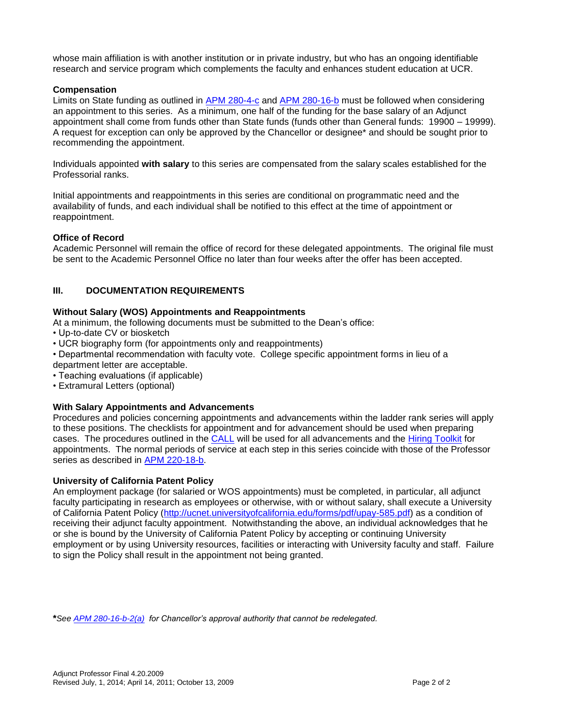whose main affiliation is with another institution or in private industry, but who has an ongoing identifiable research and service program which complements the faculty and enhances student education at UCR.

**Compensation**

Limits on State funding as outlined in APM 280-4-c and APM 280-16-b must be followed when considering an appointment to this series. As a minimum, one half of the funding for the base salary of an Adjunct appointment shall come from funds other than State funds (funds other than General funds: 19900 – 19999). A request for exception can only be approved by the Chancellor or designee* and should be sought prior to recommending the appointment.

Individuals appointed **with salary** to this series are compensated from the salary scales established for the Professorial ranks.

Initial appointments and reappointments in this series are conditional on programmatic need and the availability of funds, and each individual shall be notified to this effect at the time of appointment or reappointment.

**Office of Record**

Academic Personnel will remain the office of record for these delegated appointments. The original file must be sent to the Academic Personnel Office no later than four weeks after the offer has been accepted.

## III. DOCUMENTATION REQUIREMENTS

**Without Salary (WOS) Appointments and Reappointments**

At a minimum, the following documents must be submitted to the Dean's office:

- Up-to-date CV or biosketch
- UCR biography form (for appointments only and reappointments)
- Departmental recommendation with faculty vote. College specific appointment forms in lieu of a department letter are acceptable.
- Teaching evaluations (if applicable)
- Extramural Letters (optional)

**With Salary Appointments and Advancements**

Procedures and policies concerning appointments and advancements within the ladder rank series will apply to these positions. The checklists for appointment and for advancement should be used when preparing cases. The procedures outlined in the CALL will be used for all advancements and the Hiring Toolkit for appointments. The normal periods of service at each step in this series coincide with those of the Professor series as described in APM 220-18-b.

**University of California Patent Policy**

An employment package (for salaried or WOS appointments) must be completed, in particular, all adjunct faculty participating in research as employees or otherwise, with or without salary, shall execute a University of California Patent Policy (http://ucnet.universityofcalifornia.edu/forms/pdf/upay-585.pdf) as a condition of receiving their adjunct faculty appointment. Notwithstanding the above, an individual acknowledges that he or she is bound by the University of California Patent Policy by accepting or continuing University employment or by using University resources, facilities or interacting with University faculty and staff. Failure to sign the Policy shall result in the appointment not being granted.

***See APM 280-16-b-2(a) for Chancellor's approval authority that cannot be redelegated.***

Adjunct Professor Final 4.20.2009
Revised July, 1, 2014; April 14, 2011; October 13, 2009